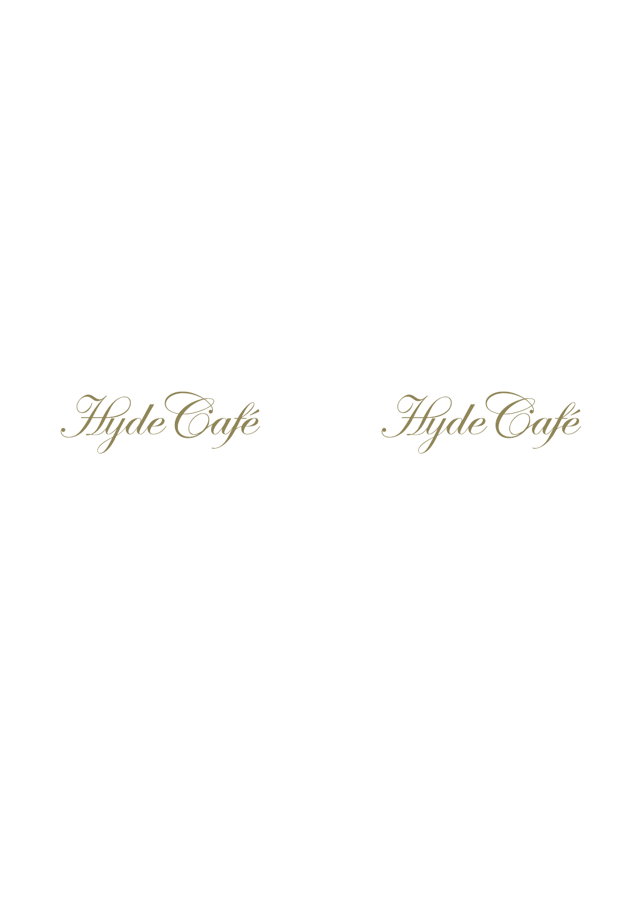Hyde Café

Hyde Café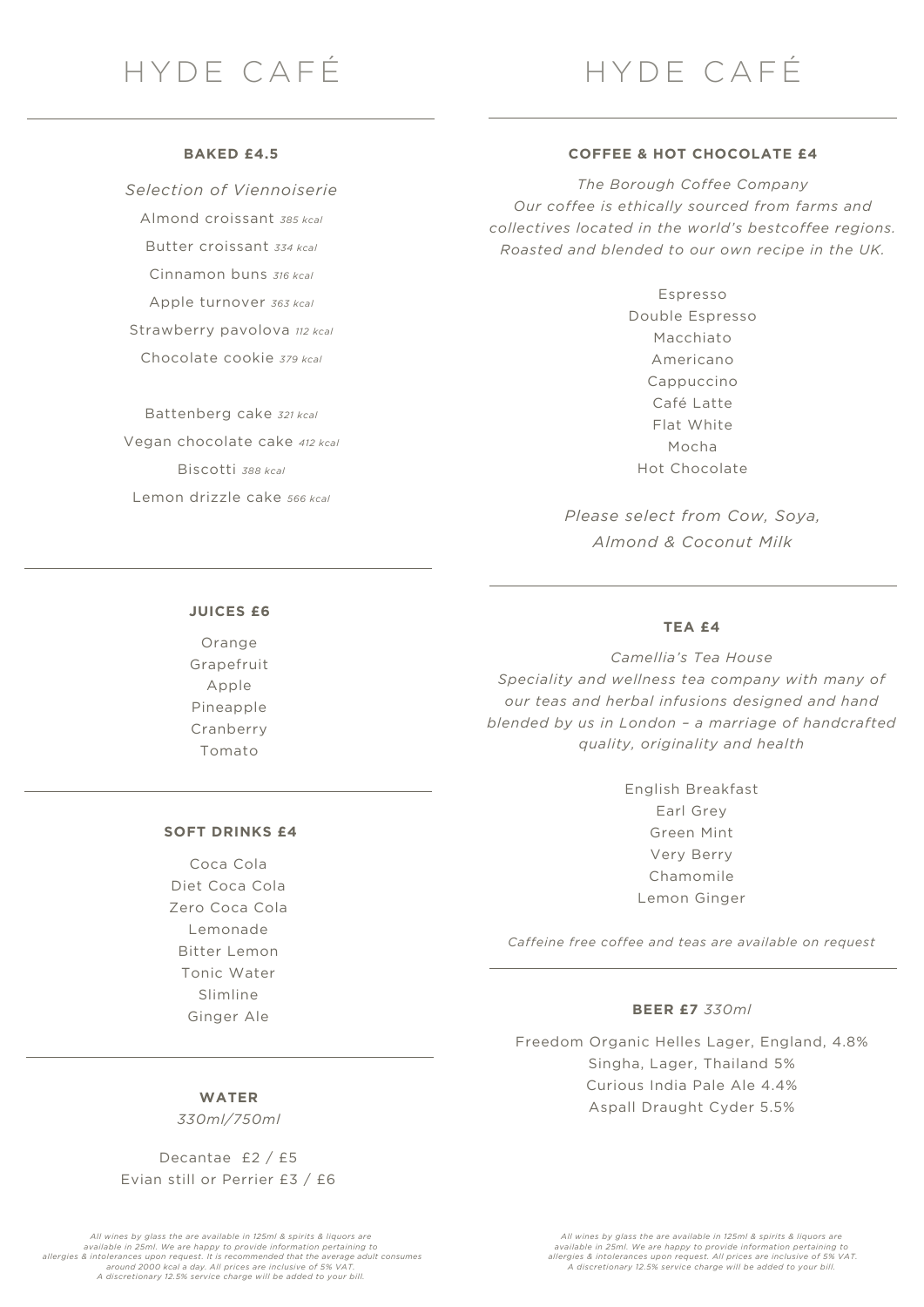# HYDE CAFÉ

### BAKED £4.5

*Selection of Viennoiserie*

Almond croissant *385 kcal*
Butter croissant *334 kcal*
Cinnamon buns *316 kcal*
Apple turnover *363 kcal*
Strawberry pavolova *112 kcal*
Chocolate cookie *379 kcal*

Battenberg cake *321 kcal*
Vegan chocolate cake *412 kcal*
Biscotti *388 kcal*
Lemon drizzle cake *566 kcal*

### JUICES £6

Orange
Grapefruit
Apple
Pineapple
Cranberry
Tomato

### SOFT DRINKS £4

Coca Cola
Diet Coca Cola
Zero Coca Cola
Lemonade
Bitter Lemon
Tonic Water
Slimline
Ginger Ale

### WATER

*330ml/750ml*

Decantae £2 / £5
Evian still or Perrier £3 / £6

*All wines by glass the are available in 125ml & spirits & liquors are available in 25ml. We are happy to provide information pertaining to allergies & intolerances upon request. It is recommended that the average adult consumes around 2000 kcal a day. All prices are inclusive of 5% VAT. A discretionary 12.5% service charge will be added to your bill.*

# HYDE CAFÉ

### COFFEE & HOT CHOCOLATE £4

*The Borough Coffee Company*
*Our coffee is ethically sourced from farms and collectives located in the world's bestcoffee regions. Roasted and blended to our own recipe in the UK.*

Espresso
Double Espresso
Macchiato
Americano
Cappuccino
Café Latte
Flat White
Mocha
Hot Chocolate

*Please select from Cow, Soya, Almond & Coconut Milk*

### TEA £4

*Camellia's Tea House*
*Speciality and wellness tea company with many of our teas and herbal infusions designed and hand blended by us in London – a marriage of handcrafted quality, originality and health*

English Breakfast
Earl Grey
Green Mint
Very Berry
Chamomile
Lemon Ginger

*Caffeine free coffee and teas are available on request*

### BEER £7 *330ml*

Freedom Organic Helles Lager, England, 4.8%
Singha, Lager, Thailand 5%
Curious India Pale Ale 4.4%
Aspall Draught Cyder 5.5%

*All wines by glass the are available in 125ml & spirits & liquors are available in 25ml. We are happy to provide information pertaining to allergies & intolerances upon request. All prices are inclusive of 5% VAT. A discretionary 12.5% service charge will be added to your bill.*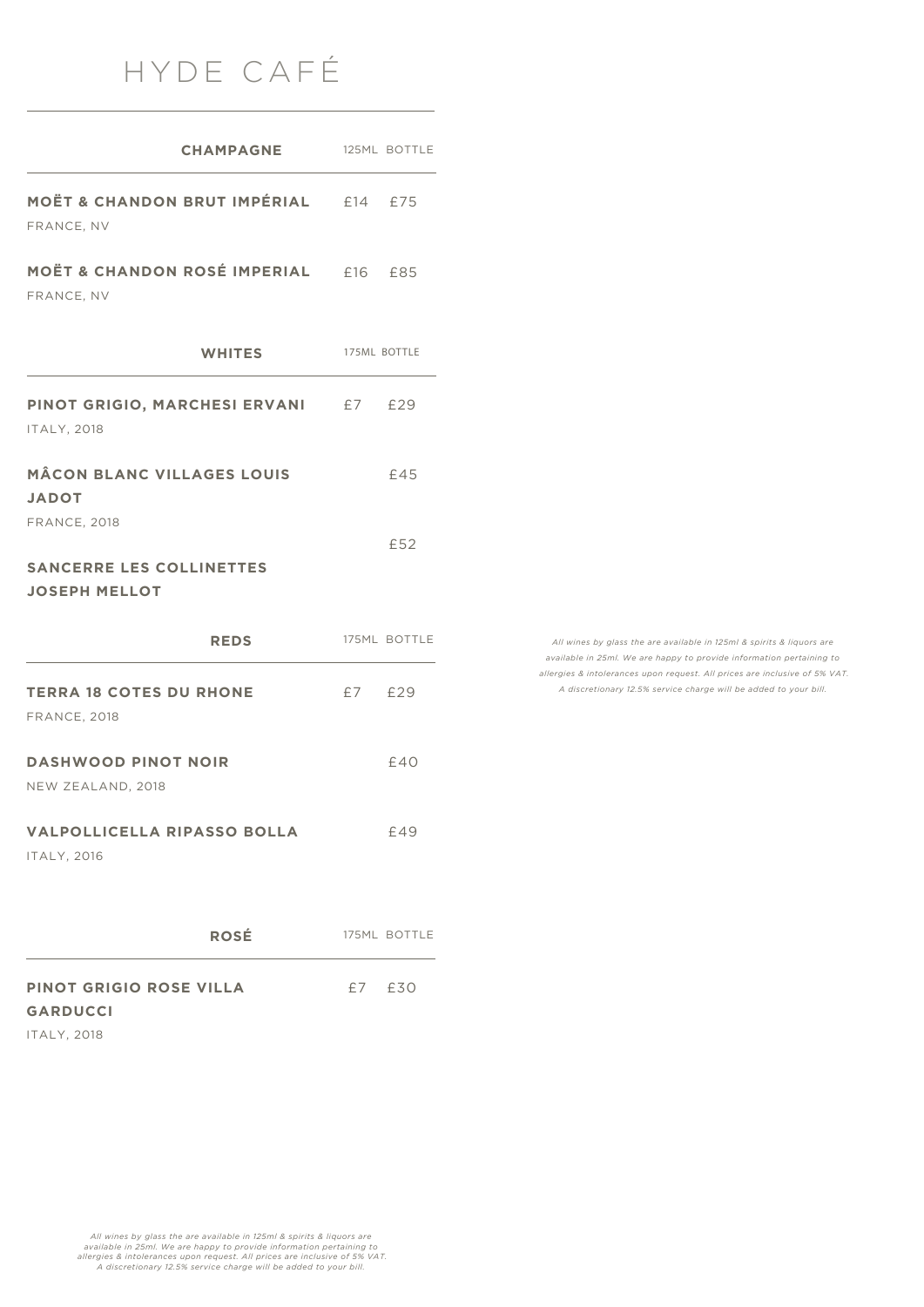# HYDE CAFÉ

| CHAMPAGNE | 125ML | BOTTLE |
|---|---|---|
| **MOËT & CHANDON BRUT IMPÉRIAL**<br>FRANCE, NV | £14 | £75 |
| **MOËT & CHANDON ROSÉ IMPERIAL**<br>FRANCE, NV | £16 | £85 |

| WHITES | 175ML | BOTTLE |
|---|---|---|
| **PINOT GRIGIO, MARCHESI ERVANI**<br>ITALY, 2018 | £7 | £29 |
| **MÂCON BLANC VILLAGES LOUIS JADOT**<br>FRANCE, 2018 | | £45 |
| **SANCERRE LES COLLINETTES JOSEPH MELLOT** | | £52 |

| REDS | 175ML | BOTTLE |
|---|---|---|
| **TERRA 18 COTES DU RHONE**<br>FRANCE, 2018 | £7 | £29 |
| **DASHWOOD PINOT NOIR**<br>NEW ZEALAND, 2018 | | £40 |
| **VALPOLLICELLA RIPASSO BOLLA**<br>ITALY, 2016 | | £49 |

| ROSÉ | 175ML | BOTTLE |
|---|---|---|
| **PINOT GRIGIO ROSE VILLA GARDUCCI**<br>ITALY, 2018 | £7 | £30 |

*All wines by glass the are available in 125ml & spirits & liquors are available in 25ml. We are happy to provide information pertaining to allergies & intolerances upon request. All prices are inclusive of 5% VAT. A discretionary 12.5% service charge will be added to your bill.*

*All wines by glass the are available in 125ml & spirits & liquors are available in 25ml. We are happy to provide information pertaining to allergies & intolerances upon request. All prices are inclusive of 5% VAT. A discretionary 12.5% service charge will be added to your bill.*